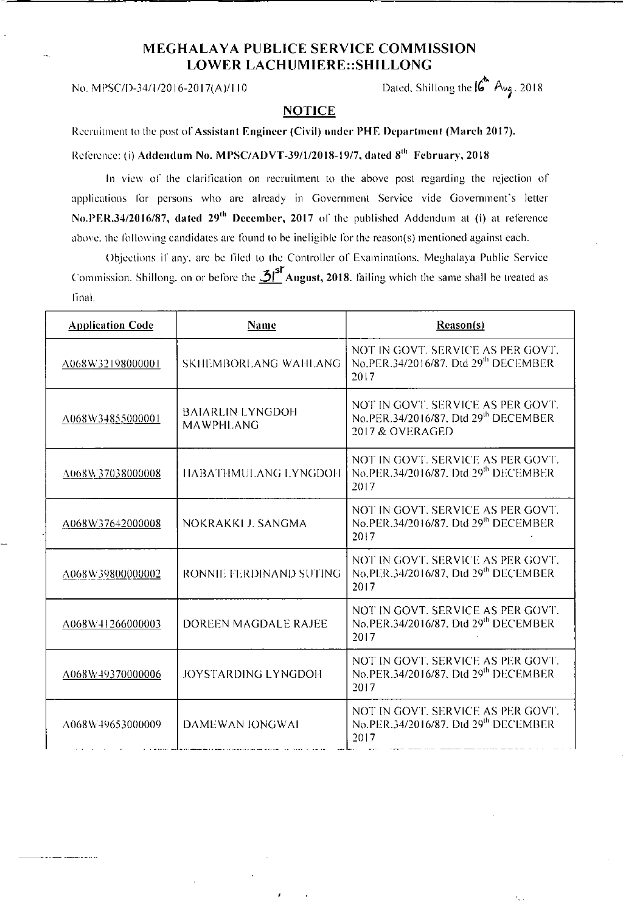# MEGHALAYA PUBLICE SERVICE COMMISSION
## LOWER LACHUMIERE::SHILLONG

No. MPSC/D-34/1/2016-2017(A)/110 Dated, Shillong the 16th Aug. 2018

## NOTICE

Recruitment to the post of **Assistant Engineer (Civil) under PHE Department (March 2017).**

Reference: (i) **Addendum No. MPSC/ADVT-39/1/2018-19/7, dated 8th February, 2018**

In view of the clarification on recruitment to the above post regarding the rejection of applications for persons who are already in Government Service vide Government's letter **No.PER.34/2016/87, dated 29th December, 2017** of the published Addendum at (i) at reference above, the following candidates are found to be ineligible for the reason(s) mentioned against each.

Objections if any, are be filed to the Controller of Examinations, Meghalaya Public Service Commission, Shillong, on or before the 31st **August, 2018**, failing which the same shall be treated as final.

| Application Code | Name | Reason(s) |
|---|---|---|
| A068W32198000001 | SKHEMBORLANG WAHLANG | NOT IN GOVT. SERVICE AS PER GOVT. No.PER.34/2016/87, Dtd 29th DECEMBER 2017 |
| A068W34855000001 | BAIARLIN LYNGDOH MAWPHLANG | NOT IN GOVT. SERVICE AS PER GOVT. No.PER.34/2016/87, Dtd 29th DECEMBER 2017 & OVERAGED |
| A068W37038000008 | HABATHMULANG LYNGDOH | NOT IN GOVT. SERVICE AS PER GOVT. No.PER.34/2016/87, Dtd 29th DECEMBER 2017 |
| A068W37642000008 | NOKRAKKI J. SANGMA | NOT IN GOVT. SERVICE AS PER GOVT. No.PER.34/2016/87, Dtd 29th DECEMBER 2017 |
| A068W39800000002 | RONNIE FERDINAND SUTING | NOT IN GOVT. SERVICE AS PER GOVT. No.PER.34/2016/87, Dtd 29th DECEMBER 2017 |
| A068W41266000003 | DOREEN MAGDALE RAJEE | NOT IN GOVT. SERVICE AS PER GOVT. No.PER.34/2016/87, Dtd 29th DECEMBER 2017 |
| A068W49370000006 | JOYSTARDING LYNGDOH | NOT IN GOVT. SERVICE AS PER GOVT. No.PER.34/2016/87, Dtd 29th DECEMBER 2017 |
| A068W49653000009 | DAMEWAN IONGWAI | NOT IN GOVT. SERVICE AS PER GOVT. No.PER.34/2016/87, Dtd 29th DECEMBER 2017 |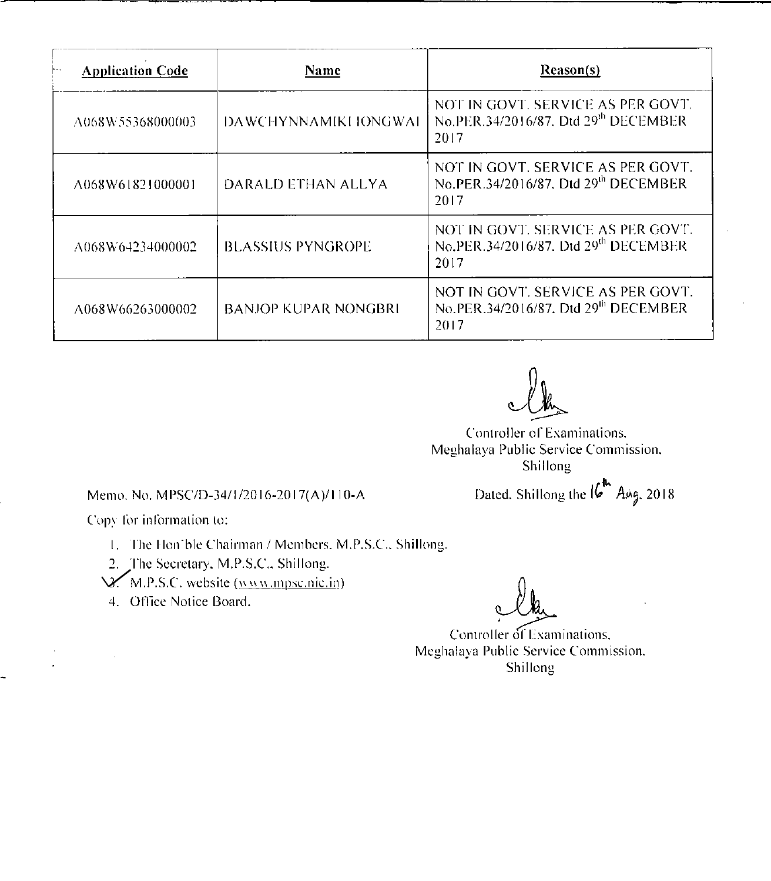| Application Code | Name | Reason(s) |
|---|---|---|
| A068W55368000003 | DAWCHYNNAMIKI IONGWAI | NOT IN GOVT. SERVICE AS PER GOVT. No.PER.34/2016/87. Dtd 29th DECEMBER 2017 |
| A068W61821000001 | DARALD ETHAN ALLYA | NOT IN GOVT. SERVICE AS PER GOVT. No.PER.34/2016/87. Dtd 29th DECEMBER 2017 |
| A068W64234000002 | BLASSIUS PYNGROPE | NOT IN GOVT. SERVICE AS PER GOVT. No.PER.34/2016/87. Dtd 29th DECEMBER 2017 |
| A068W66263000002 | BANJOP KUPAR NONGBRI | NOT IN GOVT. SERVICE AS PER GOVT. No.PER.34/2016/87. Dtd 29th DECEMBER 2017 |

Controller of Examinations,
Meghalaya Public Service Commission,
Shillong

Memo. No. MPSC/D-34/1/2016-2017(A)/110-A

Dated, Shillong the 16th Aug. 2018

Copy for information to:

1. The Hon'ble Chairman / Members, M.P.S.C., Shillong.
2. The Secretary, M.P.S.C., Shillong.
3. M.P.S.C. website (www.mpsc.nic.in)
4. Office Notice Board.

Controller of Examinations,
Meghalaya Public Service Commission,
Shillong